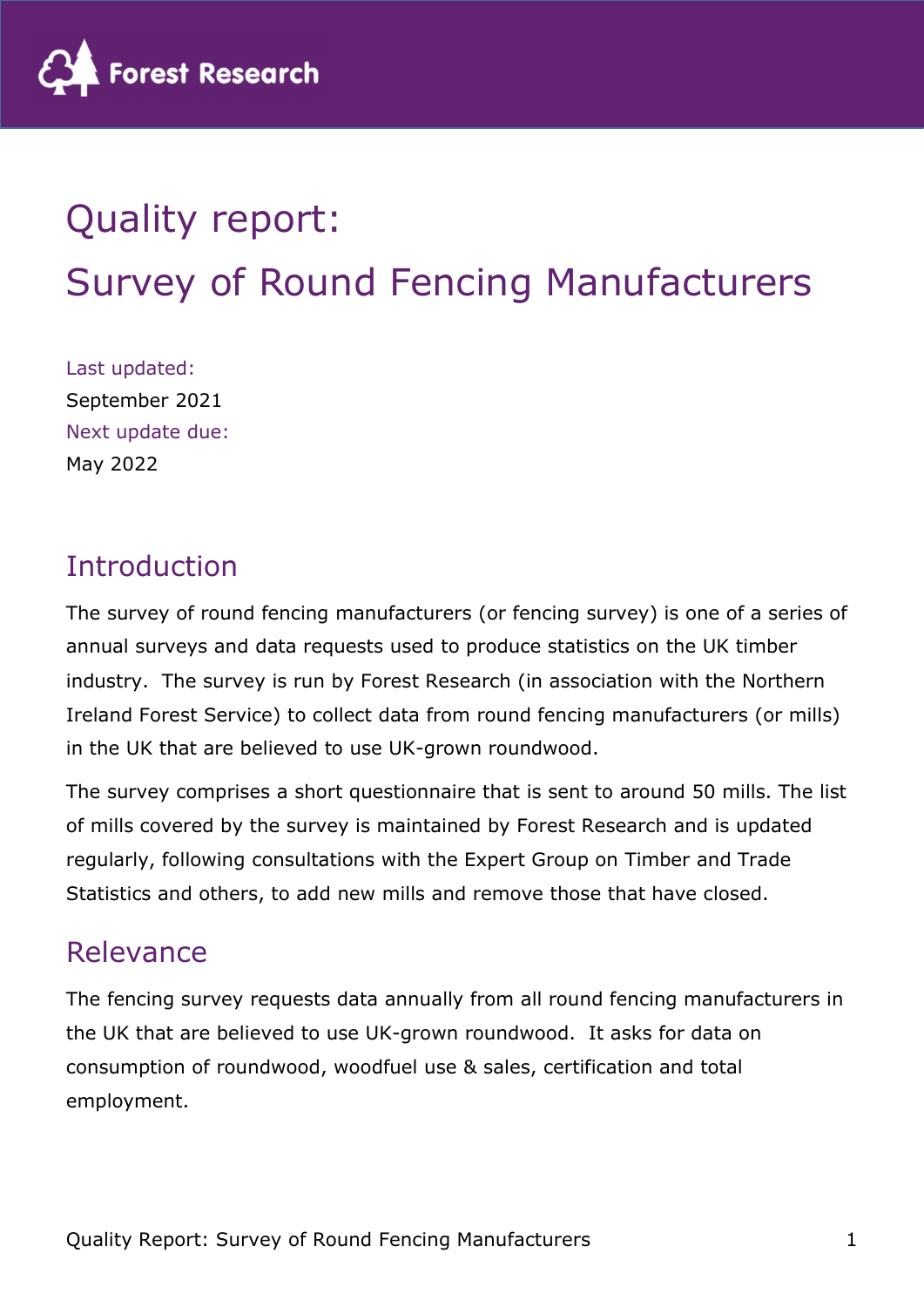# Quality report: Survey of Round Fencing Manufacturers

Last updated:

September 2021

Next update due:

May 2022

## Introduction

The survey of round fencing manufacturers (or fencing survey) is one of a series of annual surveys and data requests used to produce statistics on the UK timber industry. The survey is run by Forest Research (in association with the Northern Ireland Forest Service) to collect data from round fencing manufacturers (or mills) in the UK that are believed to use UK-grown roundwood.

The survey comprises a short questionnaire that is sent to around 50 mills. The list of mills covered by the survey is maintained by Forest Research and is updated regularly, following consultations with the Expert Group on Timber and Trade Statistics and others, to add new mills and remove those that have closed.

## Relevance

The fencing survey requests data annually from all round fencing manufacturers in the UK that are believed to use UK-grown roundwood. It asks for data on consumption of roundwood, woodfuel use & sales, certification and total employment.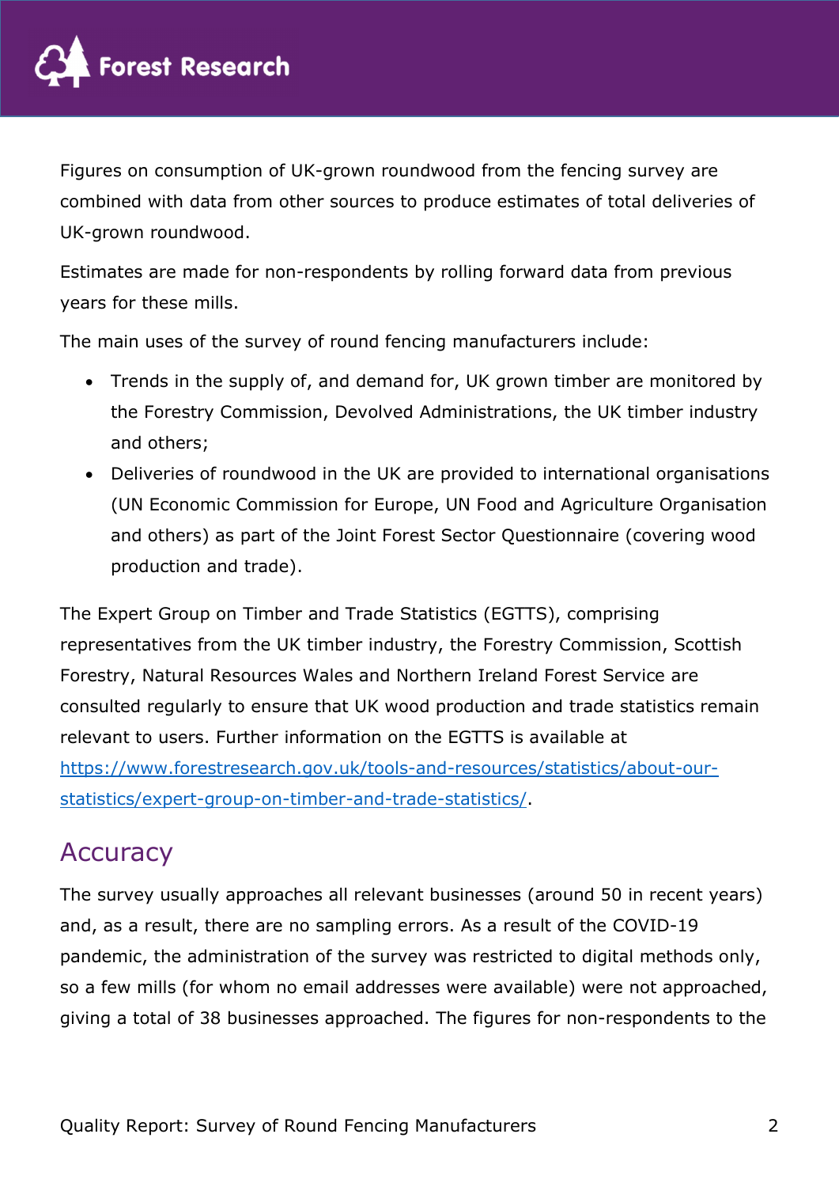Figures on consumption of UK-grown roundwood from the fencing survey are combined with data from other sources to produce estimates of total deliveries of UK-grown roundwood.

Estimates are made for non-respondents by rolling forward data from previous years for these mills.

The main uses of the survey of round fencing manufacturers include:

- Trends in the supply of, and demand for, UK grown timber are monitored by the Forestry Commission, Devolved Administrations, the UK timber industry and others;
- Deliveries of roundwood in the UK are provided to international organisations (UN Economic Commission for Europe, UN Food and Agriculture Organisation and others) as part of the Joint Forest Sector Questionnaire (covering wood production and trade).

The Expert Group on Timber and Trade Statistics (EGTTS), comprising representatives from the UK timber industry, the Forestry Commission, Scottish Forestry, Natural Resources Wales and Northern Ireland Forest Service are consulted regularly to ensure that UK wood production and trade statistics remain relevant to users. Further information on the EGTTS is available at [https://www.forestresearch.gov.uk/tools-and-resources/statistics/about-our-statistics/expert-group-on-timber-and-trade-statistics/](https://www.forestresearch.gov.uk/tools-and-resources/statistics/about-our-statistics/expert-group-on-timber-and-trade-statistics/).

## Accuracy

The survey usually approaches all relevant businesses (around 50 in recent years) and, as a result, there are no sampling errors. As a result of the COVID-19 pandemic, the administration of the survey was restricted to digital methods only, so a few mills (for whom no email addresses were available) were not approached, giving a total of 38 businesses approached. The figures for non-respondents to the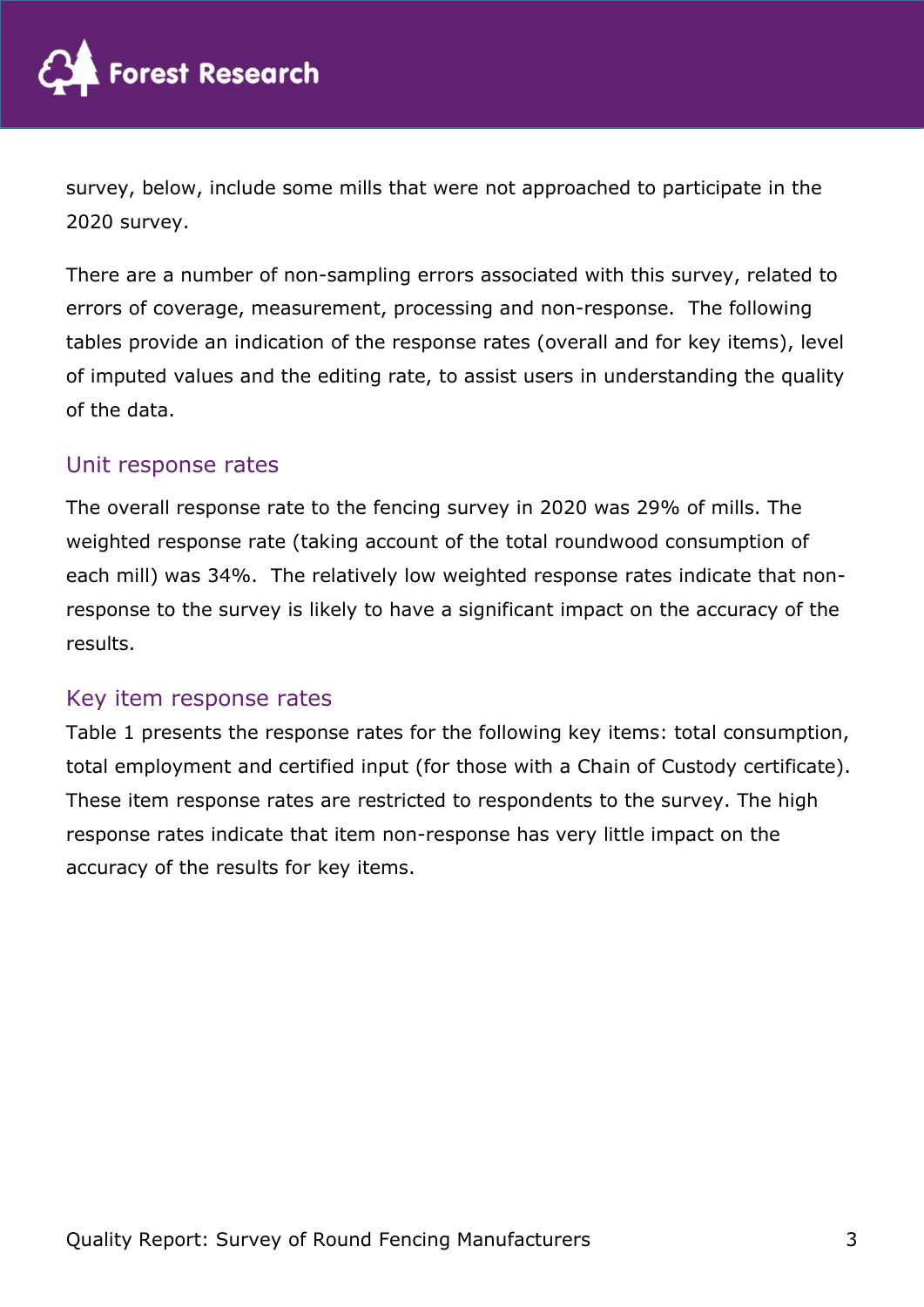survey, below, include some mills that were not approached to participate in the 2020 survey.

There are a number of non-sampling errors associated with this survey, related to errors of coverage, measurement, processing and non-response. The following tables provide an indication of the response rates (overall and for key items), level of imputed values and the editing rate, to assist users in understanding the quality of the data.

## Unit response rates

The overall response rate to the fencing survey in 2020 was 29% of mills. The weighted response rate (taking account of the total roundwood consumption of each mill) was 34%. The relatively low weighted response rates indicate that non-response to the survey is likely to have a significant impact on the accuracy of the results.

## Key item response rates

Table 1 presents the response rates for the following key items: total consumption, total employment and certified input (for those with a Chain of Custody certificate). These item response rates are restricted to respondents to the survey. The high response rates indicate that item non-response has very little impact on the accuracy of the results for key items.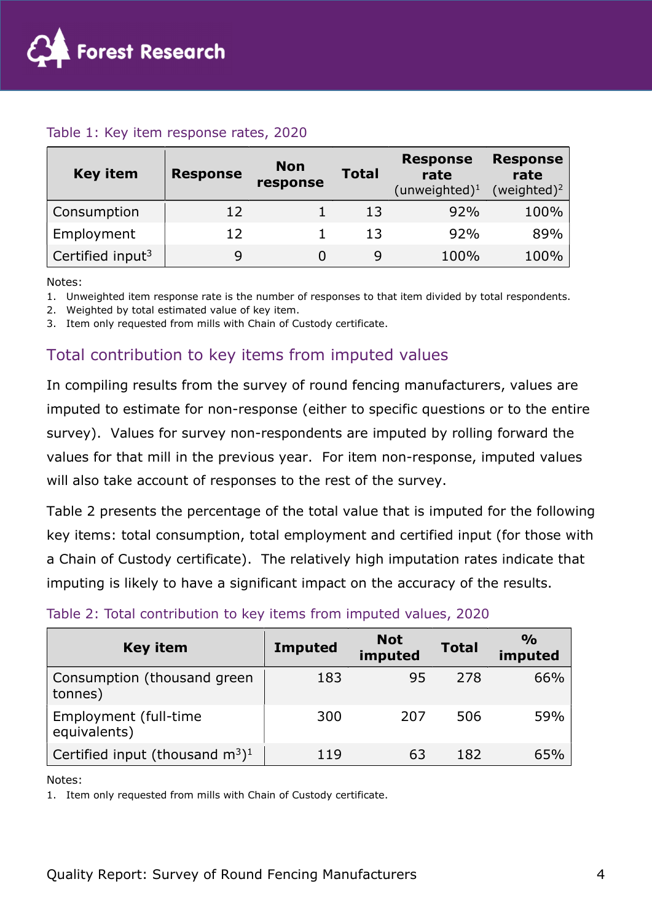Table 1: Key item response rates, 2020

| Key item | Response | Non response | Total | Response rate (unweighted)[1] | Response rate (weighted)[2] |
|---|---|---|---|---|---|
| Consumption | 12 | 1 | 13 | 92% | 100% |
| Employment | 12 | 1 | 13 | 92% | 89% |
| Certified input[3] | 9 | 0 | 9 | 100% | 100% |

Notes:
1. Unweighted item response rate is the number of responses to that item divided by total respondents.
2. Weighted by total estimated value of key item.
3. Item only requested from mills with Chain of Custody certificate.

## Total contribution to key items from imputed values

In compiling results from the survey of round fencing manufacturers, values are imputed to estimate for non-response (either to specific questions or to the entire survey). Values for survey non-respondents are imputed by rolling forward the values for that mill in the previous year. For item non-response, imputed values will also take account of responses to the rest of the survey.

Table 2 presents the percentage of the total value that is imputed for the following key items: total consumption, total employment and certified input (for those with a Chain of Custody certificate). The relatively high imputation rates indicate that imputing is likely to have a significant impact on the accuracy of the results.

Table 2: Total contribution to key items from imputed values, 2020

| Key item | Imputed | Not imputed | Total | % imputed |
|---|---|---|---|---|
| Consumption (thousand green tonnes) | 183 | 95 | 278 | 66% |
| Employment (full-time equivalents) | 300 | 207 | 506 | 59% |
| Certified input (thousand $m^3$)[1] | 119 | 63 | 182 | 65% |

Notes:
1. Item only requested from mills with Chain of Custody certificate.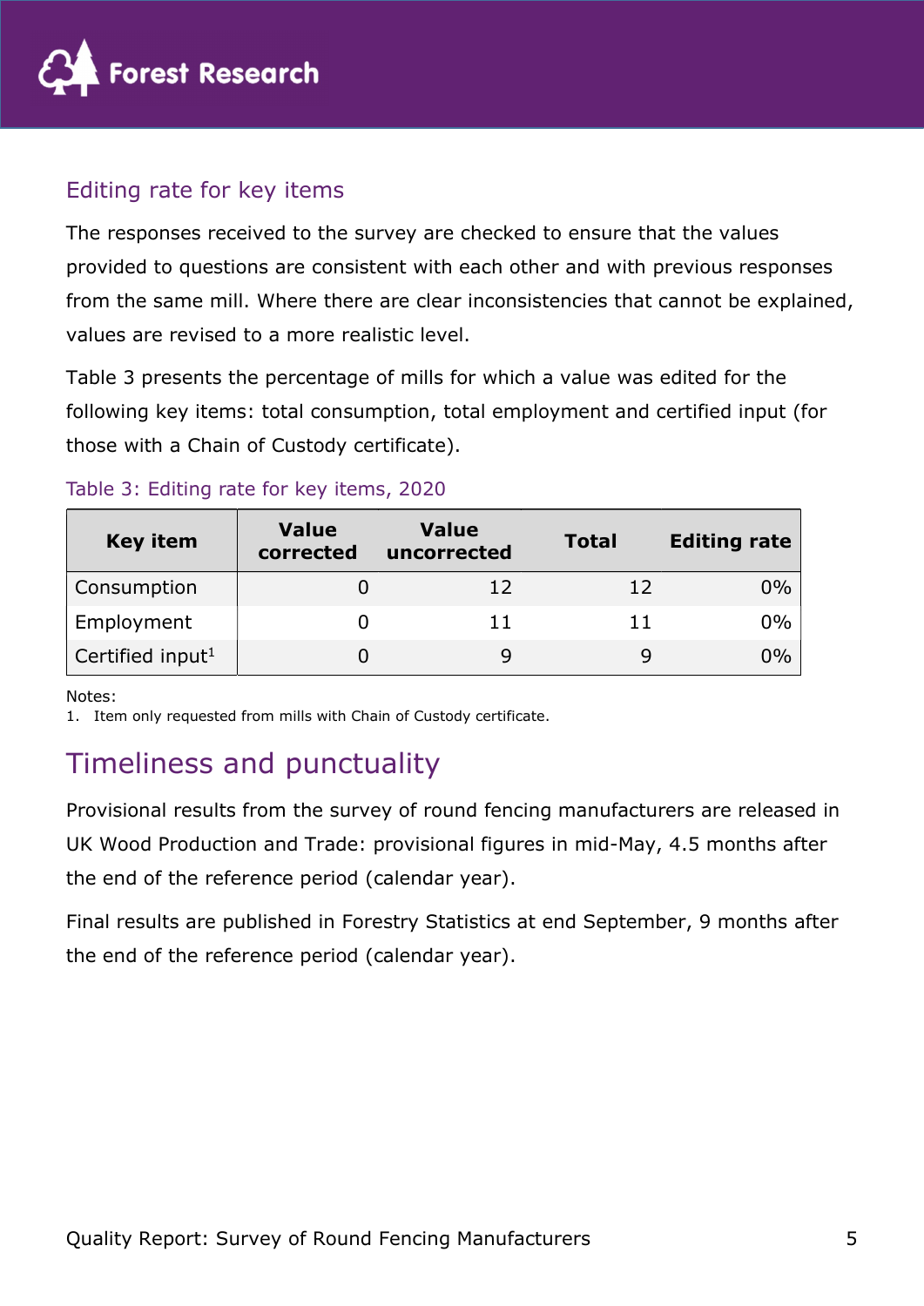### Editing rate for key items

The responses received to the survey are checked to ensure that the values provided to questions are consistent with each other and with previous responses from the same mill. Where there are clear inconsistencies that cannot be explained, values are revised to a more realistic level.

Table 3 presents the percentage of mills for which a value was edited for the following key items: total consumption, total employment and certified input (for those with a Chain of Custody certificate).

Table 3: Editing rate for key items, 2020

| Key item | Value corrected | Value uncorrected | Total | Editing rate |
|---|---|---|---|---|
| Consumption | 0 | 12 | 12 | 0% |
| Employment | 0 | 11 | 11 | 0% |
| Certified input[1] | 0 | 9 | 9 | 0% |

Notes:
1. Item only requested from mills with Chain of Custody certificate.

## Timeliness and punctuality

Provisional results from the survey of round fencing manufacturers are released in UK Wood Production and Trade: provisional figures in mid-May, 4.5 months after the end of the reference period (calendar year).

Final results are published in Forestry Statistics at end September, 9 months after the end of the reference period (calendar year).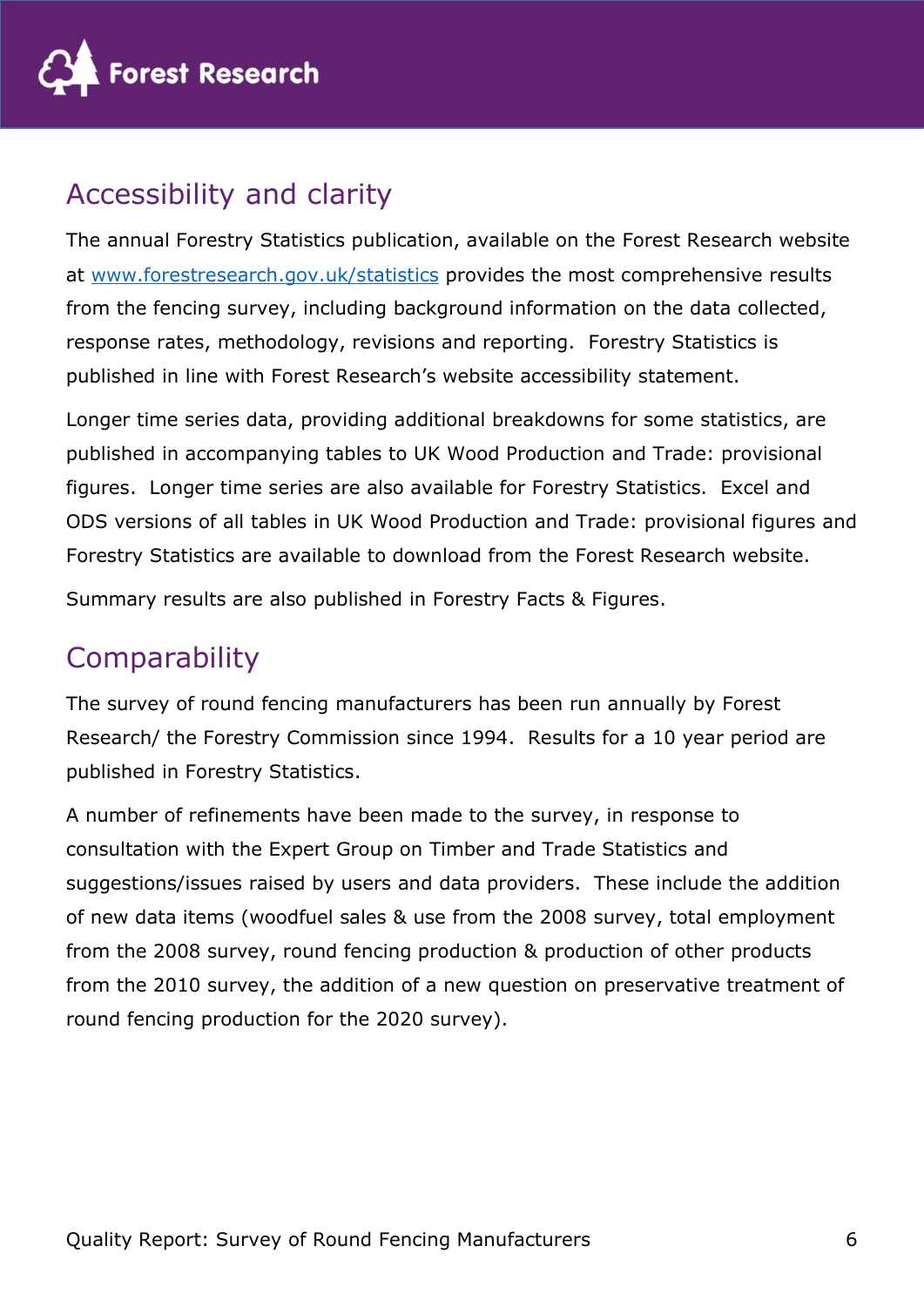## Accessibility and clarity

The annual Forestry Statistics publication, available on the Forest Research website at [www.forestresearch.gov.uk/statistics](http://www.forestresearch.gov.uk/statistics) provides the most comprehensive results from the fencing survey, including background information on the data collected, response rates, methodology, revisions and reporting. Forestry Statistics is published in line with Forest Research's website accessibility statement.

Longer time series data, providing additional breakdowns for some statistics, are published in accompanying tables to UK Wood Production and Trade: provisional figures. Longer time series are also available for Forestry Statistics. Excel and ODS versions of all tables in UK Wood Production and Trade: provisional figures and Forestry Statistics are available to download from the Forest Research website.

Summary results are also published in Forestry Facts & Figures.

## Comparability

The survey of round fencing manufacturers has been run annually by Forest Research/ the Forestry Commission since 1994. Results for a 10 year period are published in Forestry Statistics.

A number of refinements have been made to the survey, in response to consultation with the Expert Group on Timber and Trade Statistics and suggestions/issues raised by users and data providers. These include the addition of new data items (woodfuel sales & use from the 2008 survey, total employment from the 2008 survey, round fencing production & production of other products from the 2010 survey, the addition of a new question on preservative treatment of round fencing production for the 2020 survey).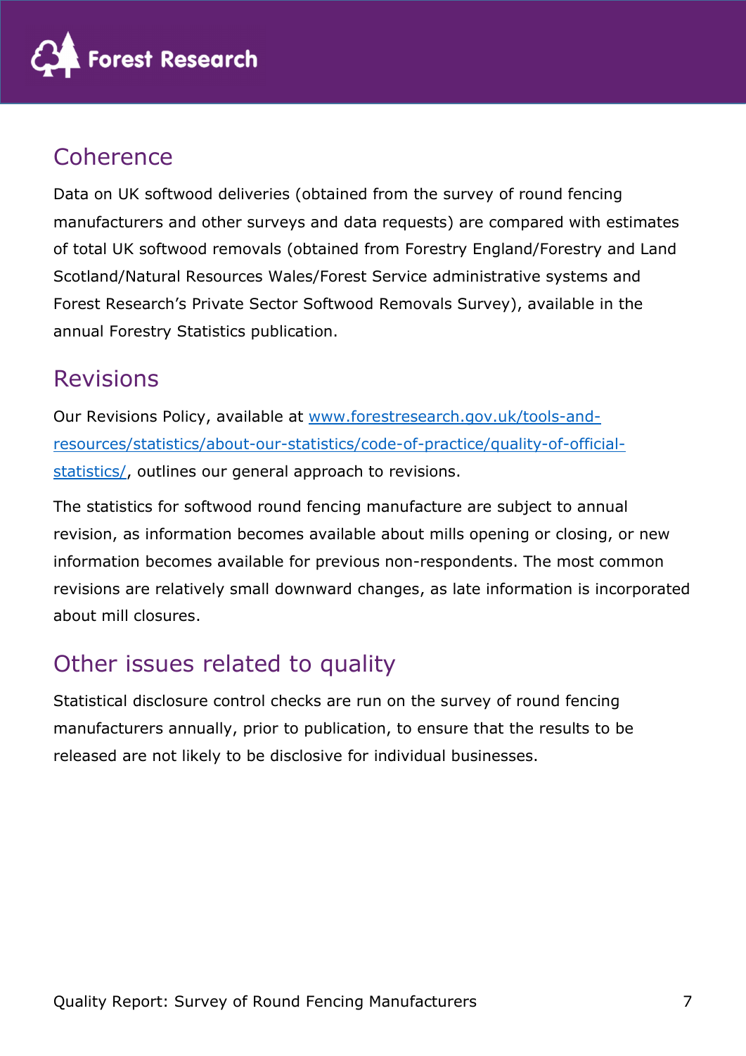## Coherence

Data on UK softwood deliveries (obtained from the survey of round fencing manufacturers and other surveys and data requests) are compared with estimates of total UK softwood removals (obtained from Forestry England/Forestry and Land Scotland/Natural Resources Wales/Forest Service administrative systems and Forest Research's Private Sector Softwood Removals Survey), available in the annual Forestry Statistics publication.

## Revisions

Our Revisions Policy, available at [www.forestresearch.gov.uk/tools-and-resources/statistics/about-our-statistics/code-of-practice/quality-of-official-statistics/](www.forestresearch.gov.uk/tools-and-resources/statistics/about-our-statistics/code-of-practice/quality-of-official-statistics/), outlines our general approach to revisions.

The statistics for softwood round fencing manufacture are subject to annual revision, as information becomes available about mills opening or closing, or new information becomes available for previous non-respondents. The most common revisions are relatively small downward changes, as late information is incorporated about mill closures.

## Other issues related to quality

Statistical disclosure control checks are run on the survey of round fencing manufacturers annually, prior to publication, to ensure that the results to be released are not likely to be disclosive for individual businesses.